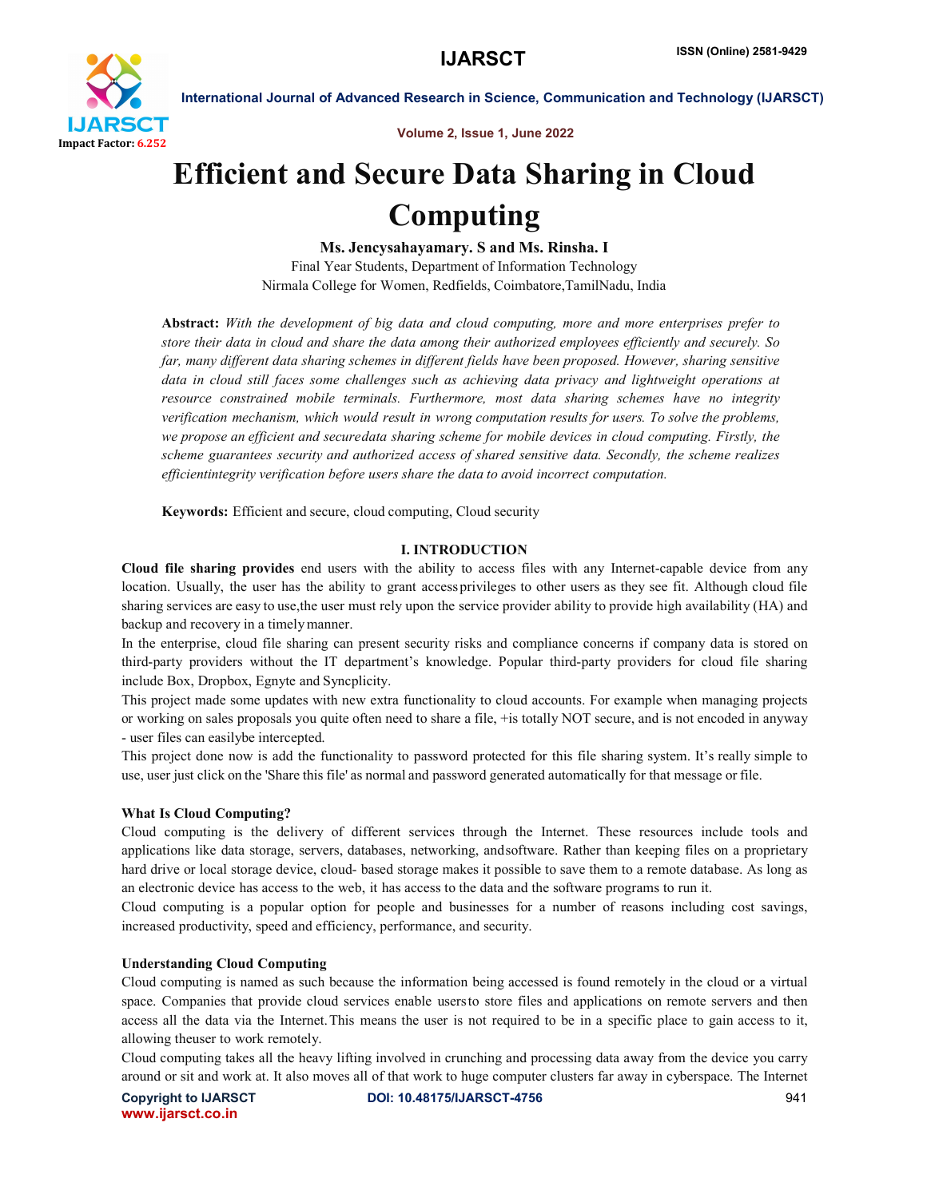# Efficient and Secure Data Sharing in Cloud Computing

**Ms. Jencysahayamary. S and Ms. Rinsha. I**

Final Year Students, Department of Information Technology
Nirmala College for Women, Redfields, Coimbatore,TamilNadu, India

**Abstract:** *With the development of big data and cloud computing, more and more enterprises prefer to store their data in cloud and share the data among their authorized employees efficiently and securely. So far, many different data sharing schemes in different fields have been proposed. However, sharing sensitive data in cloud still faces some challenges such as achieving data privacy and lightweight operations at resource constrained mobile terminals. Furthermore, most data sharing schemes have no integrity verification mechanism, which would result in wrong computation results for users. To solve the problems, we propose an efficient and securedata sharing scheme for mobile devices in cloud computing. Firstly, the scheme guarantees security and authorized access of shared sensitive data. Secondly, the scheme realizes efficientintegrity verification before users share the data to avoid incorrect computation.*

**Keywords:** Efficient and secure, cloud computing, Cloud security

## I. INTRODUCTION

**Cloud file sharing provides** end users with the ability to access files with any Internet-capable device from any location. Usually, the user has the ability to grant accessprivileges to other users as they see fit. Although cloud file sharing services are easy to use,the user must rely upon the service provider ability to provide high availability (HA) and backup and recovery in a timelymanner.

In the enterprise, cloud file sharing can present security risks and compliance concerns if company data is stored on third-party providers without the IT department's knowledge. Popular third-party providers for cloud file sharing include Box, Dropbox, Egnyte and Syncplicity.

This project made some updates with new extra functionality to cloud accounts. For example when managing projects or working on sales proposals you quite often need to share a file, +is totally NOT secure, and is not encoded in anyway - user files can easilybe intercepted.

This project done now is add the functionality to password protected for this file sharing system. It's really simple to use, user just click on the 'Share this file' as normal and password generated automatically for that message or file.

### What Is Cloud Computing?

Cloud computing is the delivery of different services through the Internet. These resources include tools and applications like data storage, servers, databases, networking, andsoftware. Rather than keeping files on a proprietary hard drive or local storage device, cloud- based storage makes it possible to save them to a remote database. As long as an electronic device has access to the web, it has access to the data and the software programs to run it.

Cloud computing is a popular option for people and businesses for a number of reasons including cost savings, increased productivity, speed and efficiency, performance, and security.

### Understanding Cloud Computing

Cloud computing is named as such because the information being accessed is found remotely in the cloud or a virtual space. Companies that provide cloud services enable usersto store files and applications on remote servers and then access all the data via the Internet.This means the user is not required to be in a specific place to gain access to it, allowing theuser to work remotely.

Cloud computing takes all the heavy lifting involved in crunching and processing data away from the device you carry around or sit and work at. It also moves all of that work to huge computer clusters far away in cyberspace. The Internet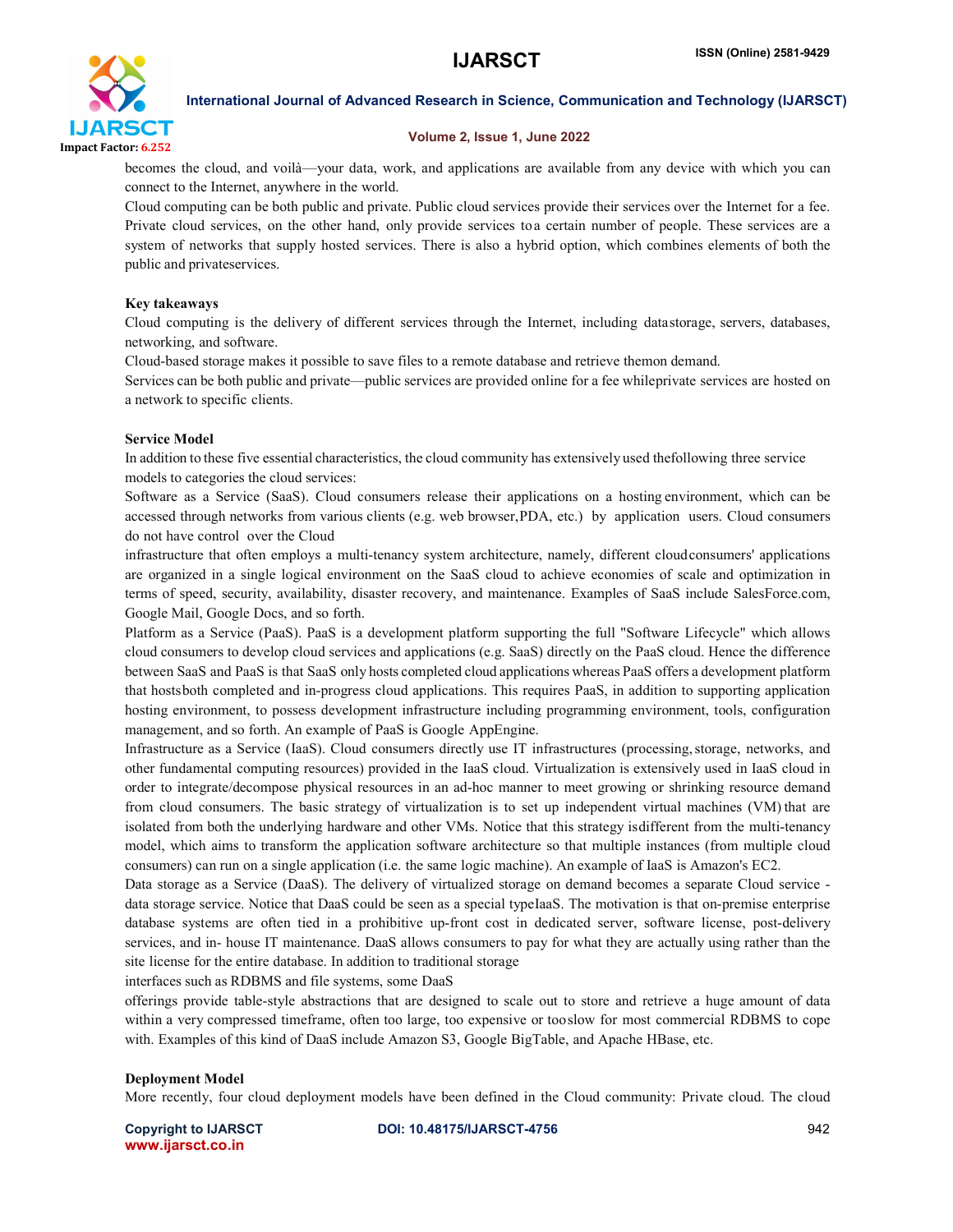becomes the cloud, and voilà—your data, work, and applications are available from any device with which you can connect to the Internet, anywhere in the world.

Cloud computing can be both public and private. Public cloud services provide their services over the Internet for a fee. Private cloud services, on the other hand, only provide services toa certain number of people. These services are a system of networks that supply hosted services. There is also a hybrid option, which combines elements of both the public and privateservices.

**Key takeaways**

Cloud computing is the delivery of different services through the Internet, including datastorage, servers, databases, networking, and software.

Cloud-based storage makes it possible to save files to a remote database and retrieve themon demand.

Services can be both public and private—public services are provided online for a fee whileprivate services are hosted on a network to specific clients.

**Service Model**

In addition to these five essential characteristics, the cloud community has extensively used thefollowing three service models to categories the cloud services:

Software as a Service (SaaS). Cloud consumers release their applications on a hosting environment, which can be accessed through networks from various clients (e.g. web browser,PDA, etc.) by application users. Cloud consumers do not have control over the Cloud

infrastructure that often employs a multi-tenancy system architecture, namely, different cloudconsumers' applications are organized in a single logical environment on the SaaS cloud to achieve economies of scale and optimization in terms of speed, security, availability, disaster recovery, and maintenance. Examples of SaaS include SalesForce.com, Google Mail, Google Docs, and so forth.

Platform as a Service (PaaS). PaaS is a development platform supporting the full "Software Lifecycle" which allows cloud consumers to develop cloud services and applications (e.g. SaaS) directly on the PaaS cloud. Hence the difference between SaaS and PaaS is that SaaS only hosts completed cloud applications whereas PaaS offers a development platform that hostsboth completed and in-progress cloud applications. This requires PaaS, in addition to supporting application hosting environment, to possess development infrastructure including programming environment, tools, configuration management, and so forth. An example of PaaS is Google AppEngine.

Infrastructure as a Service (IaaS). Cloud consumers directly use IT infrastructures (processing, storage, networks, and other fundamental computing resources) provided in the IaaS cloud. Virtualization is extensively used in IaaS cloud in order to integrate/decompose physical resources in an ad-hoc manner to meet growing or shrinking resource demand from cloud consumers. The basic strategy of virtualization is to set up independent virtual machines (VM) that are isolated from both the underlying hardware and other VMs. Notice that this strategy isdifferent from the multi-tenancy model, which aims to transform the application software architecture so that multiple instances (from multiple cloud consumers) can run on a single application (i.e. the same logic machine). An example of IaaS is Amazon's EC2.

Data storage as a Service (DaaS). The delivery of virtualized storage on demand becomes a separate Cloud service - data storage service. Notice that DaaS could be seen as a special typeIaaS. The motivation is that on-premise enterprise database systems are often tied in a prohibitive up-front cost in dedicated server, software license, post-delivery services, and in- house IT maintenance. DaaS allows consumers to pay for what they are actually using rather than the site license for the entire database. In addition to traditional storage

interfaces such as RDBMS and file systems, some DaaS

offerings provide table-style abstractions that are designed to scale out to store and retrieve a huge amount of data within a very compressed timeframe, often too large, too expensive or tooslow for most commercial RDBMS to cope with. Examples of this kind of DaaS include Amazon S3, Google BigTable, and Apache HBase, etc.

**Deployment Model**

More recently, four cloud deployment models have been defined in the Cloud community: Private cloud. The cloud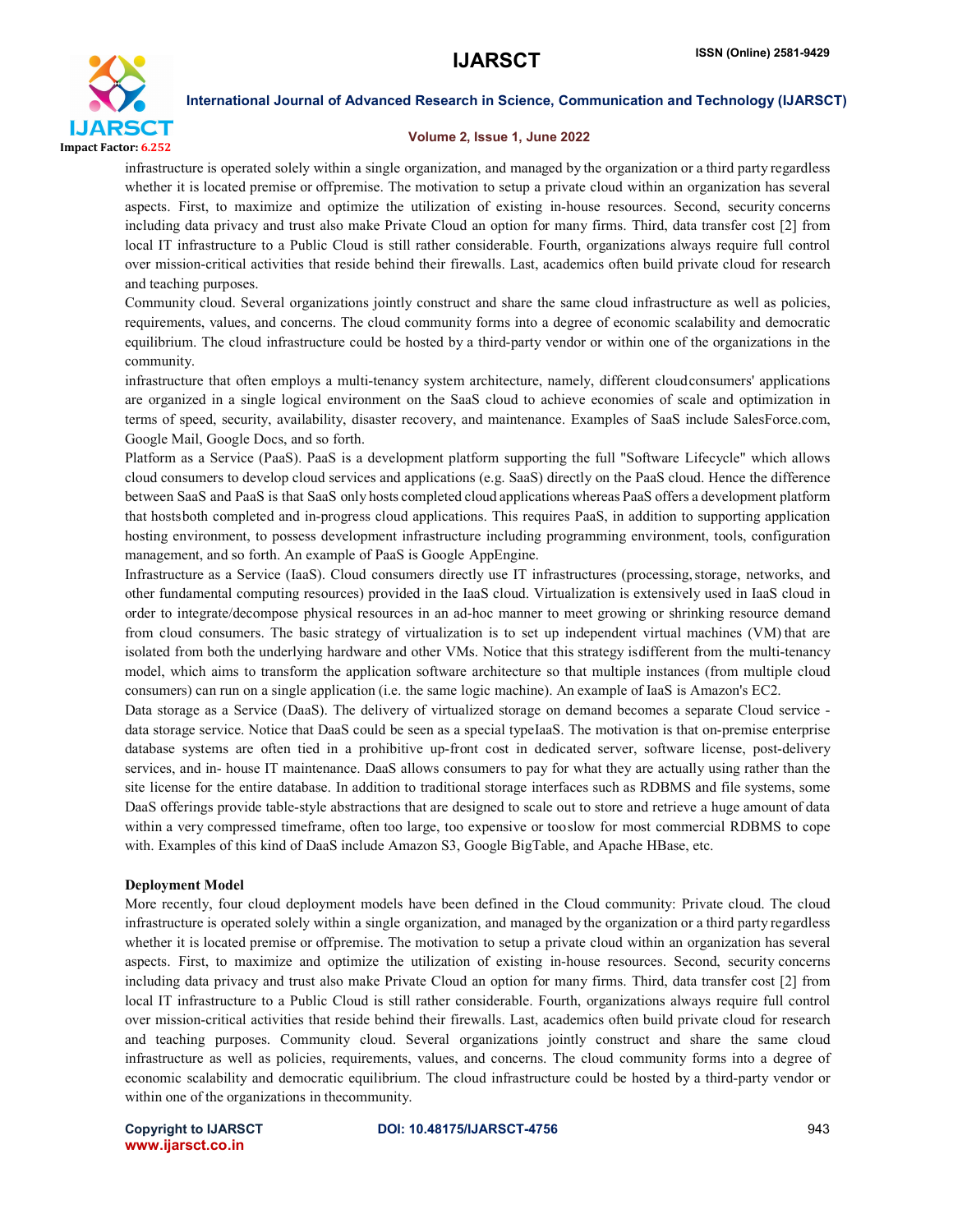infrastructure is operated solely within a single organization, and managed by the organization or a third party regardless whether it is located premise or offpremise. The motivation to setup a private cloud within an organization has several aspects. First, to maximize and optimize the utilization of existing in-house resources. Second, security concerns including data privacy and trust also make Private Cloud an option for many firms. Third, data transfer cost [2] from local IT infrastructure to a Public Cloud is still rather considerable. Fourth, organizations always require full control over mission-critical activities that reside behind their firewalls. Last, academics often build private cloud for research and teaching purposes.

Community cloud. Several organizations jointly construct and share the same cloud infrastructure as well as policies, requirements, values, and concerns. The cloud community forms into a degree of economic scalability and democratic equilibrium. The cloud infrastructure could be hosted by a third-party vendor or within one of the organizations in the community.

infrastructure that often employs a multi-tenancy system architecture, namely, different cloudconsumers' applications are organized in a single logical environment on the SaaS cloud to achieve economies of scale and optimization in terms of speed, security, availability, disaster recovery, and maintenance. Examples of SaaS include SalesForce.com, Google Mail, Google Docs, and so forth.

Platform as a Service (PaaS). PaaS is a development platform supporting the full "Software Lifecycle" which allows cloud consumers to develop cloud services and applications (e.g. SaaS) directly on the PaaS cloud. Hence the difference between SaaS and PaaS is that SaaS only hosts completed cloud applications whereas PaaS offers a development platform that hostsboth completed and in-progress cloud applications. This requires PaaS, in addition to supporting application hosting environment, to possess development infrastructure including programming environment, tools, configuration management, and so forth. An example of PaaS is Google AppEngine.

Infrastructure as a Service (IaaS). Cloud consumers directly use IT infrastructures (processing, storage, networks, and other fundamental computing resources) provided in the IaaS cloud. Virtualization is extensively used in IaaS cloud in order to integrate/decompose physical resources in an ad-hoc manner to meet growing or shrinking resource demand from cloud consumers. The basic strategy of virtualization is to set up independent virtual machines (VM) that are isolated from both the underlying hardware and other VMs. Notice that this strategy isdifferent from the multi-tenancy model, which aims to transform the application software architecture so that multiple instances (from multiple cloud consumers) can run on a single application (i.e. the same logic machine). An example of IaaS is Amazon's EC2.

Data storage as a Service (DaaS). The delivery of virtualized storage on demand becomes a separate Cloud service - data storage service. Notice that DaaS could be seen as a special typeIaaS. The motivation is that on-premise enterprise database systems are often tied in a prohibitive up-front cost in dedicated server, software license, post-delivery services, and in- house IT maintenance. DaaS allows consumers to pay for what they are actually using rather than the site license for the entire database. In addition to traditional storage interfaces such as RDBMS and file systems, some DaaS offerings provide table-style abstractions that are designed to scale out to store and retrieve a huge amount of data within a very compressed timeframe, often too large, too expensive or tooslow for most commercial RDBMS to cope with. Examples of this kind of DaaS include Amazon S3, Google BigTable, and Apache HBase, etc.

**Deployment Model**

More recently, four cloud deployment models have been defined in the Cloud community: Private cloud. The cloud infrastructure is operated solely within a single organization, and managed by the organization or a third party regardless whether it is located premise or offpremise. The motivation to setup a private cloud within an organization has several aspects. First, to maximize and optimize the utilization of existing in-house resources. Second, security concerns including data privacy and trust also make Private Cloud an option for many firms. Third, data transfer cost [2] from local IT infrastructure to a Public Cloud is still rather considerable. Fourth, organizations always require full control over mission-critical activities that reside behind their firewalls. Last, academics often build private cloud for research and teaching purposes. Community cloud. Several organizations jointly construct and share the same cloud infrastructure as well as policies, requirements, values, and concerns. The cloud community forms into a degree of economic scalability and democratic equilibrium. The cloud infrastructure could be hosted by a third-party vendor or within one of the organizations in thecommunity.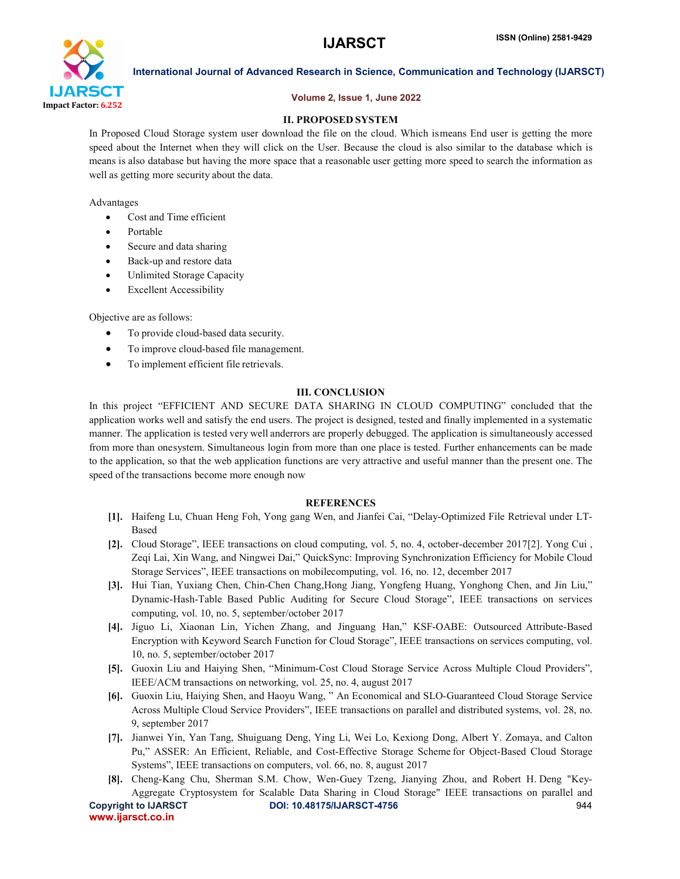## II. PROPOSED SYSTEM

In Proposed Cloud Storage system user download the file on the cloud. Which ismeans End user is getting the more speed about the Internet when they will click on the User. Because the cloud is also similar to the database which is means is also database but having the more space that a reasonable user getting more speed to search the information as well as getting more security about the data.

Advantages

- Cost and Time efficient
- Portable
- Secure and data sharing
- Back-up and restore data
- Unlimited Storage Capacity
- Excellent Accessibility

Objective are as follows:

- To provide cloud-based data security.
- To improve cloud-based file management.
- To implement efficient file retrievals.

## III. CONCLUSION

In this project "EFFICIENT AND SECURE DATA SHARING IN CLOUD COMPUTING" concluded that the application works well and satisfy the end users. The project is designed, tested and finally implemented in a systematic manner. The application is tested very well anderrors are properly debugged. The application is simultaneously accessed from more than onesystem. Simultaneous login from more than one place is tested. Further enhancements can be made to the application, so that the web application functions are very attractive and useful manner than the present one. The speed of the transactions become more enough now

## REFERENCES

**[1].** Haifeng Lu, Chuan Heng Foh, Yong gang Wen, and Jianfei Cai, "Delay-Optimized File Retrieval under LT-Based

**[2].** Cloud Storage", IEEE transactions on cloud computing, vol. 5, no. 4, october-december 2017[2]. Yong Cui , Zeqi Lai, Xin Wang, and Ningwei Dai," QuickSync: Improving Synchronization Efficiency for Mobile Cloud Storage Services", IEEE transactions on mobilecomputing, vol. 16, no. 12, december 2017

**[3].** Hui Tian, Yuxiang Chen, Chin-Chen Chang,Hong Jiang, Yongfeng Huang, Yonghong Chen, and Jin Liu," Dynamic-Hash-Table Based Public Auditing for Secure Cloud Storage", IEEE transactions on services computing, vol. 10, no. 5, september/october 2017

**[4].** Jiguo Li, Xiaonan Lin, Yichen Zhang, and Jinguang Han," KSF-OABE: Outsourced Attribute-Based Encryption with Keyword Search Function for Cloud Storage", IEEE transactions on services computing, vol. 10, no. 5, september/october 2017

**[5].** Guoxin Liu and Haiying Shen, "Minimum-Cost Cloud Storage Service Across Multiple Cloud Providers", IEEE/ACM transactions on networking, vol. 25, no. 4, august 2017

**[6].** Guoxin Liu, Haiying Shen, and Haoyu Wang, " An Economical and SLO-Guaranteed Cloud Storage Service Across Multiple Cloud Service Providers", IEEE transactions on parallel and distributed systems, vol. 28, no. 9, september 2017

**[7].** Jianwei Yin, Yan Tang, Shuiguang Deng, Ying Li, Wei Lo, Kexiong Dong, Albert Y. Zomaya, and Calton Pu," ASSER: An Efficient, Reliable, and Cost-Effective Storage Scheme for Object-Based Cloud Storage Systems", IEEE transactions on computers, vol. 66, no. 8, august 2017

**[8].** Cheng-Kang Chu, Sherman S.M. Chow, Wen-Guey Tzeng, Jianying Zhou, and Robert H. Deng "Key-Aggregate Cryptosystem for Scalable Data Sharing in Cloud Storage" IEEE transactions on parallel and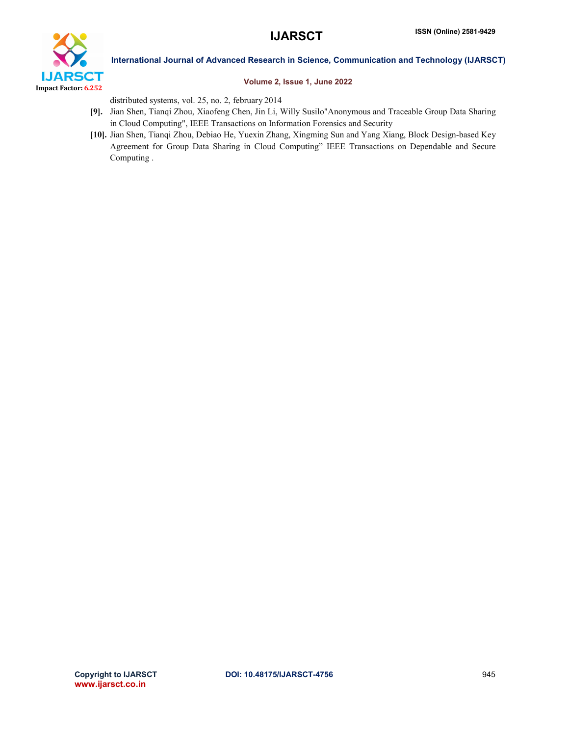distributed systems, vol. 25, no. 2, february 2014

**[9].** Jian Shen, Tianqi Zhou, Xiaofeng Chen, Jin Li, Willy Susilo"Anonymous and Traceable Group Data Sharing in Cloud Computing", IEEE Transactions on Information Forensics and Security

**[10].** Jian Shen, Tianqi Zhou, Debiao He, Yuexin Zhang, Xingming Sun and Yang Xiang, Block Design-based Key Agreement for Group Data Sharing in Cloud Computing" IEEE Transactions on Dependable and Secure Computing .